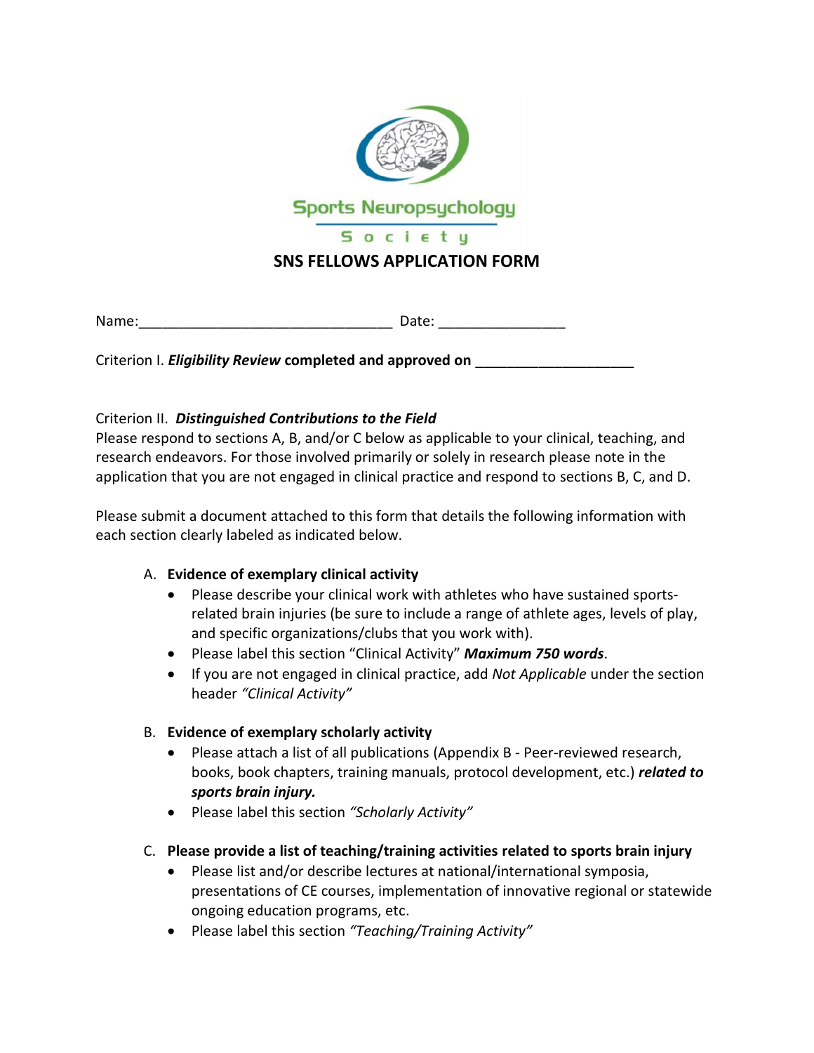Sports Neuropsychology

Society

# SNS FELLOWS APPLICATION FORM

Name:________________________________ Date: ________________

Criterion I. ***Eligibility Review*** **completed and approved on** ____________________

Criterion II. ***Distinguished Contributions to the Field***

Please respond to sections A, B, and/or C below as applicable to your clinical, teaching, and research endeavors. For those involved primarily or solely in research please note in the application that you are not engaged in clinical practice and respond to sections B, C, and D.

Please submit a document attached to this form that details the following information with each section clearly labeled as indicated below.

A. **Evidence of exemplary clinical activity**
   - Please describe your clinical work with athletes who have sustained sports-related brain injuries (be sure to include a range of athlete ages, levels of play, and specific organizations/clubs that you work with).
   - Please label this section "Clinical Activity" ***Maximum 750 words***.
   - If you are not engaged in clinical practice, add *Not Applicable* under the section header *"Clinical Activity"*

B. **Evidence of exemplary scholarly activity**
   - Please attach a list of all publications (Appendix B - Peer-reviewed research, books, book chapters, training manuals, protocol development, etc.) ***related to sports brain injury.***
   - Please label this section *"Scholarly Activity"*

C. **Please provide a list of teaching/training activities related to sports brain injury**
   - Please list and/or describe lectures at national/international symposia, presentations of CE courses, implementation of innovative regional or statewide ongoing education programs, etc.
   - Please label this section *"Teaching/Training Activity"*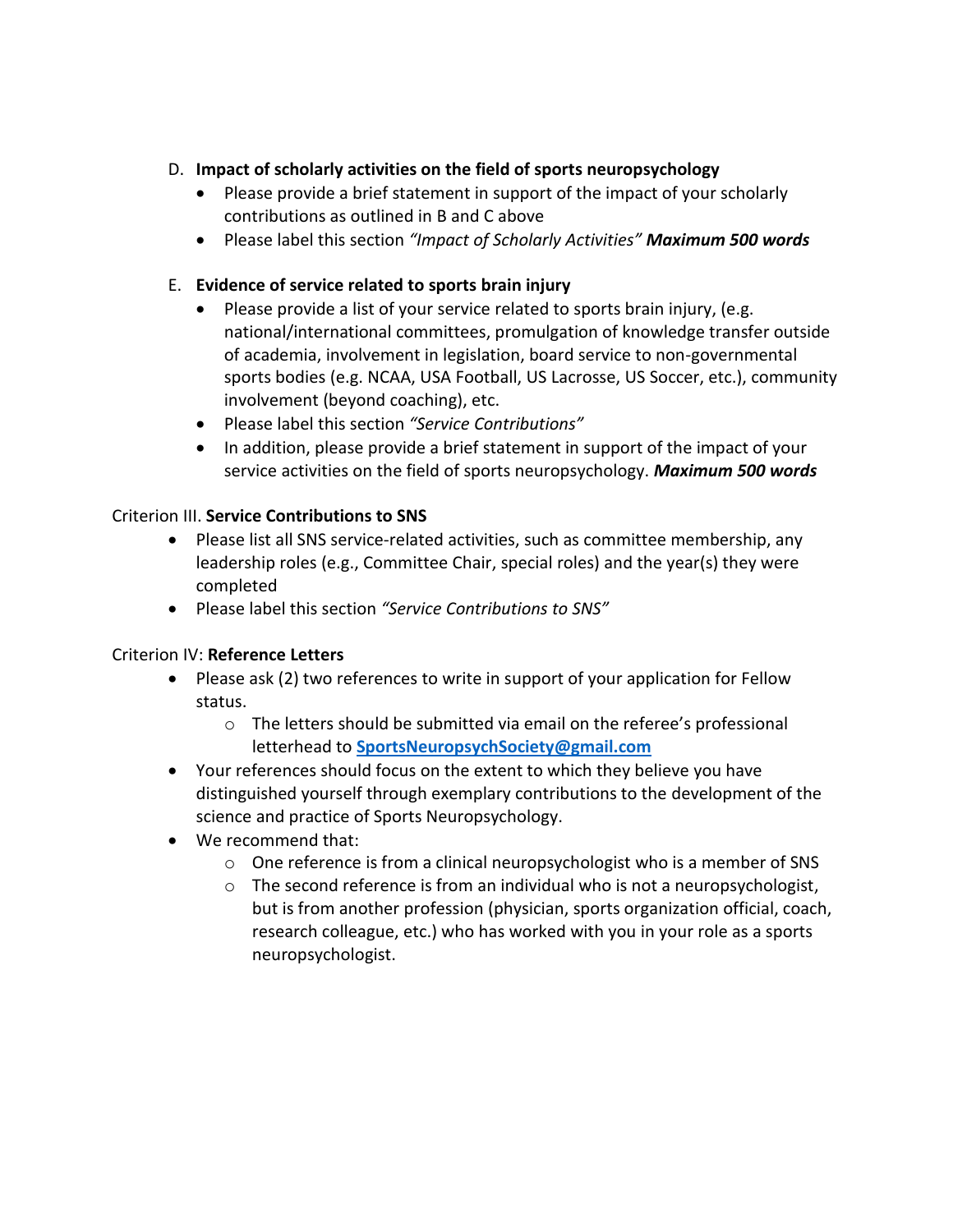D. **Impact of scholarly activities on the field of sports neuropsychology**

- Please provide a brief statement in support of the impact of your scholarly contributions as outlined in B and C above
- Please label this section *"Impact of Scholarly Activities"* ***Maximum 500 words***

E. **Evidence of service related to sports brain injury**

- Please provide a list of your service related to sports brain injury, (e.g. national/international committees, promulgation of knowledge transfer outside of academia, involvement in legislation, board service to non-governmental sports bodies (e.g. NCAA, USA Football, US Lacrosse, US Soccer, etc.), community involvement (beyond coaching), etc.
- Please label this section *"Service Contributions"*
- In addition, please provide a brief statement in support of the impact of your service activities on the field of sports neuropsychology. ***Maximum 500 words***

Criterion III. **Service Contributions to SNS**

- Please list all SNS service-related activities, such as committee membership, any leadership roles (e.g., Committee Chair, special roles) and the year(s) they were completed
- Please label this section *"Service Contributions to SNS"*

Criterion IV: **Reference Letters**

- Please ask (2) two references to write in support of your application for Fellow status.
  - The letters should be submitted via email on the referee's professional letterhead to **SportsNeuropsychSociety@gmail.com**
- Your references should focus on the extent to which they believe you have distinguished yourself through exemplary contributions to the development of the science and practice of Sports Neuropsychology.
- We recommend that:
  - One reference is from a clinical neuropsychologist who is a member of SNS
  - The second reference is from an individual who is not a neuropsychologist, but is from another profession (physician, sports organization official, coach, research colleague, etc.) who has worked with you in your role as a sports neuropsychologist.